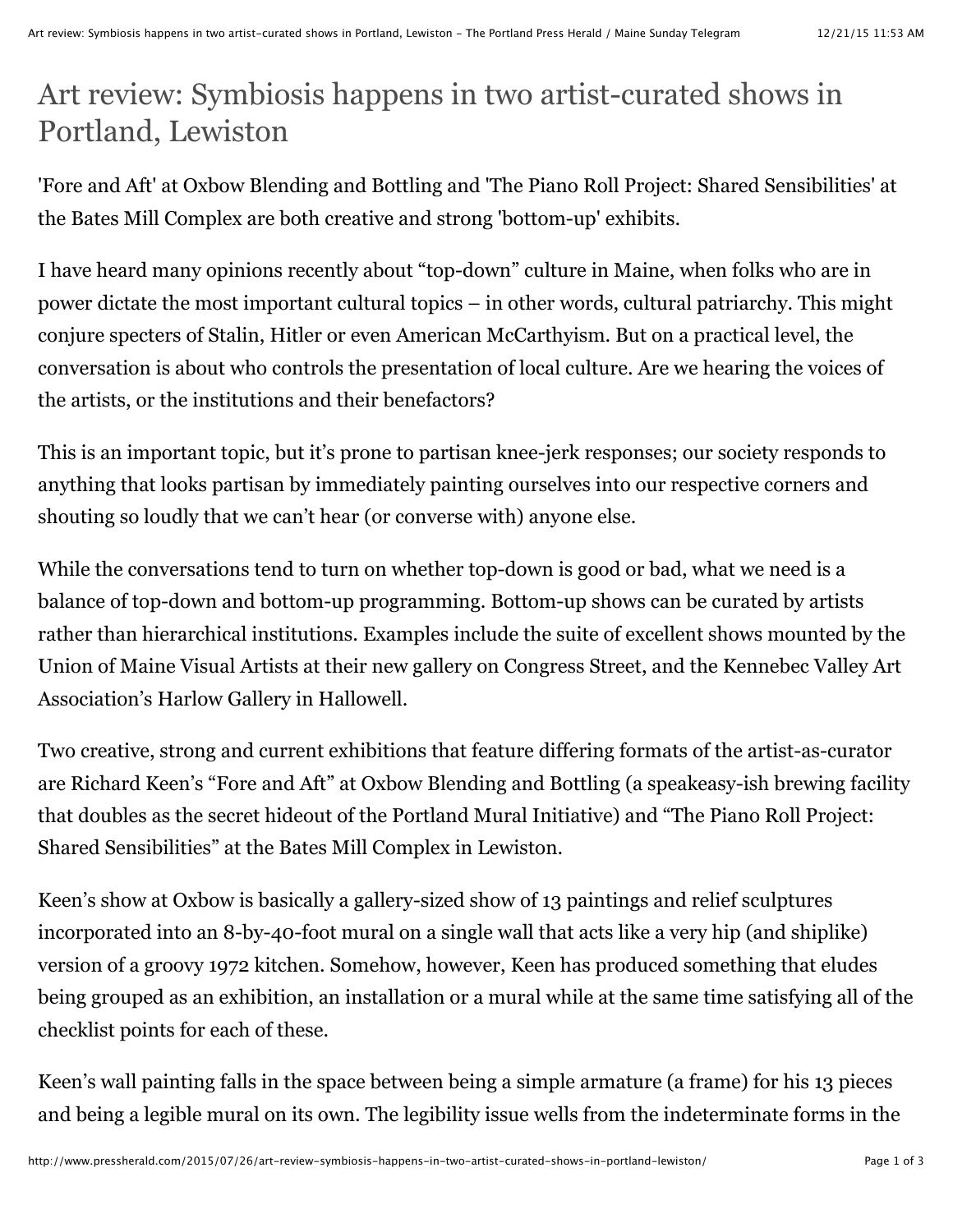# Art review: Symbiosis happens in two artist-curated shows in Portland, Lewiston

'Fore and Aft' at Oxbow Blending and Bottling and 'The Piano Roll Project: Shared Sensibilities' at the Bates Mill Complex are both creative and strong 'bottom-up' exhibits.

I have heard many opinions recently about "top-down" culture in Maine, when folks who are in power dictate the most important cultural topics – in other words, cultural patriarchy. This might conjure specters of Stalin, Hitler or even American McCarthyism. But on a practical level, the conversation is about who controls the presentation of local culture. Are we hearing the voices of the artists, or the institutions and their benefactors?

This is an important topic, but it's prone to partisan knee-jerk responses; our society responds to anything that looks partisan by immediately painting ourselves into our respective corners and shouting so loudly that we can't hear (or converse with) anyone else.

While the conversations tend to turn on whether top-down is good or bad, what we need is a balance of top-down and bottom-up programming. Bottom-up shows can be curated by artists rather than hierarchical institutions. Examples include the suite of excellent shows mounted by the Union of Maine Visual Artists at their new gallery on Congress Street, and the Kennebec Valley Art Association's Harlow Gallery in Hallowell.

Two creative, strong and current exhibitions that feature differing formats of the artist-as-curator are Richard Keen's "Fore and Aft" at Oxbow Blending and Bottling (a speakeasy-ish brewing facility that doubles as the secret hideout of the Portland Mural Initiative) and "The Piano Roll Project: Shared Sensibilities" at the Bates Mill Complex in Lewiston.

Keen's show at Oxbow is basically a gallery-sized show of 13 paintings and relief sculptures incorporated into an 8-by-40-foot mural on a single wall that acts like a very hip (and shiplike) version of a groovy 1972 kitchen. Somehow, however, Keen has produced something that eludes being grouped as an exhibition, an installation or a mural while at the same time satisfying all of the checklist points for each of these.

Keen's wall painting falls in the space between being a simple armature (a frame) for his 13 pieces and being a legible mural on its own. The legibility issue wells from the indeterminate forms in the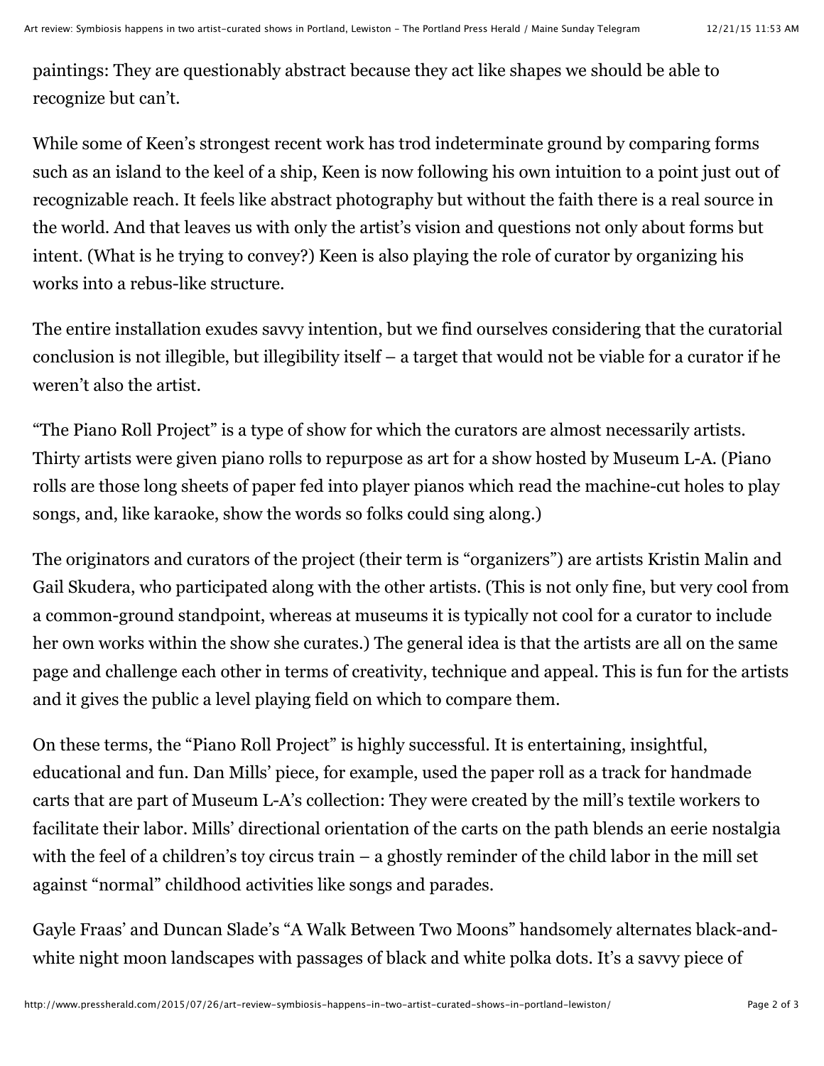paintings: They are questionably abstract because they act like shapes we should be able to recognize but can't.

While some of Keen's strongest recent work has trod indeterminate ground by comparing forms such as an island to the keel of a ship, Keen is now following his own intuition to a point just out of recognizable reach. It feels like abstract photography but without the faith there is a real source in the world. And that leaves us with only the artist's vision and questions not only about forms but intent. (What is he trying to convey?) Keen is also playing the role of curator by organizing his works into a rebus-like structure.

The entire installation exudes savvy intention, but we find ourselves considering that the curatorial conclusion is not illegible, but illegibility itself – a target that would not be viable for a curator if he weren't also the artist.

"The Piano Roll Project" is a type of show for which the curators are almost necessarily artists. Thirty artists were given piano rolls to repurpose as art for a show hosted by Museum L-A. (Piano rolls are those long sheets of paper fed into player pianos which read the machine-cut holes to play songs, and, like karaoke, show the words so folks could sing along.)

The originators and curators of the project (their term is "organizers") are artists Kristin Malin and Gail Skudera, who participated along with the other artists. (This is not only fine, but very cool from a common-ground standpoint, whereas at museums it is typically not cool for a curator to include her own works within the show she curates.) The general idea is that the artists are all on the same page and challenge each other in terms of creativity, technique and appeal. This is fun for the artists and it gives the public a level playing field on which to compare them.

On these terms, the "Piano Roll Project" is highly successful. It is entertaining, insightful, educational and fun. Dan Mills' piece, for example, used the paper roll as a track for handmade carts that are part of Museum L-A's collection: They were created by the mill's textile workers to facilitate their labor. Mills' directional orientation of the carts on the path blends an eerie nostalgia with the feel of a children's toy circus train – a ghostly reminder of the child labor in the mill set against "normal" childhood activities like songs and parades.

Gayle Fraas' and Duncan Slade's "A Walk Between Two Moons" handsomely alternates black-and-white night moon landscapes with passages of black and white polka dots. It's a savvy piece of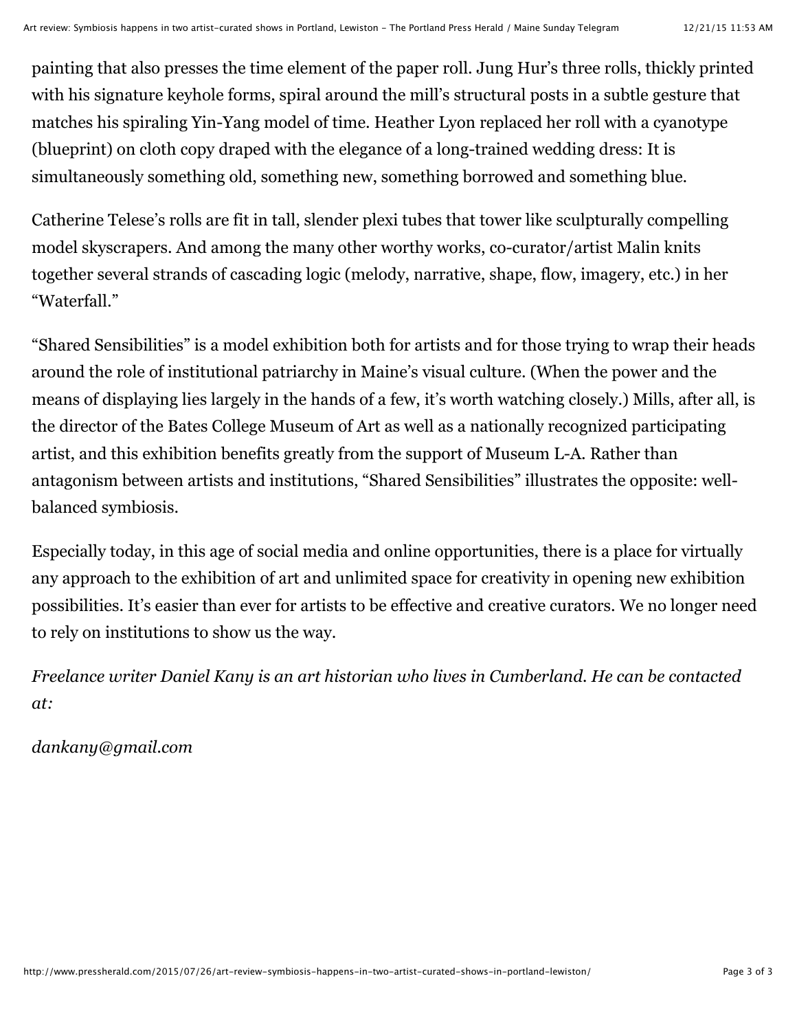painting that also presses the time element of the paper roll. Jung Hur's three rolls, thickly printed with his signature keyhole forms, spiral around the mill's structural posts in a subtle gesture that matches his spiraling Yin-Yang model of time. Heather Lyon replaced her roll with a cyanotype (blueprint) on cloth copy draped with the elegance of a long-trained wedding dress: It is simultaneously something old, something new, something borrowed and something blue.

Catherine Telese's rolls are fit in tall, slender plexi tubes that tower like sculpturally compelling model skyscrapers. And among the many other worthy works, co-curator/artist Malin knits together several strands of cascading logic (melody, narrative, shape, flow, imagery, etc.) in her "Waterfall."

"Shared Sensibilities" is a model exhibition both for artists and for those trying to wrap their heads around the role of institutional patriarchy in Maine's visual culture. (When the power and the means of displaying lies largely in the hands of a few, it's worth watching closely.) Mills, after all, is the director of the Bates College Museum of Art as well as a nationally recognized participating artist, and this exhibition benefits greatly from the support of Museum L-A. Rather than antagonism between artists and institutions, "Shared Sensibilities" illustrates the opposite: well-balanced symbiosis.

Especially today, in this age of social media and online opportunities, there is a place for virtually any approach to the exhibition of art and unlimited space for creativity in opening new exhibition possibilities. It's easier than ever for artists to be effective and creative curators. We no longer need to rely on institutions to show us the way.

*Freelance writer Daniel Kany is an art historian who lives in Cumberland. He can be contacted at:*

*dankany@gmail.com*